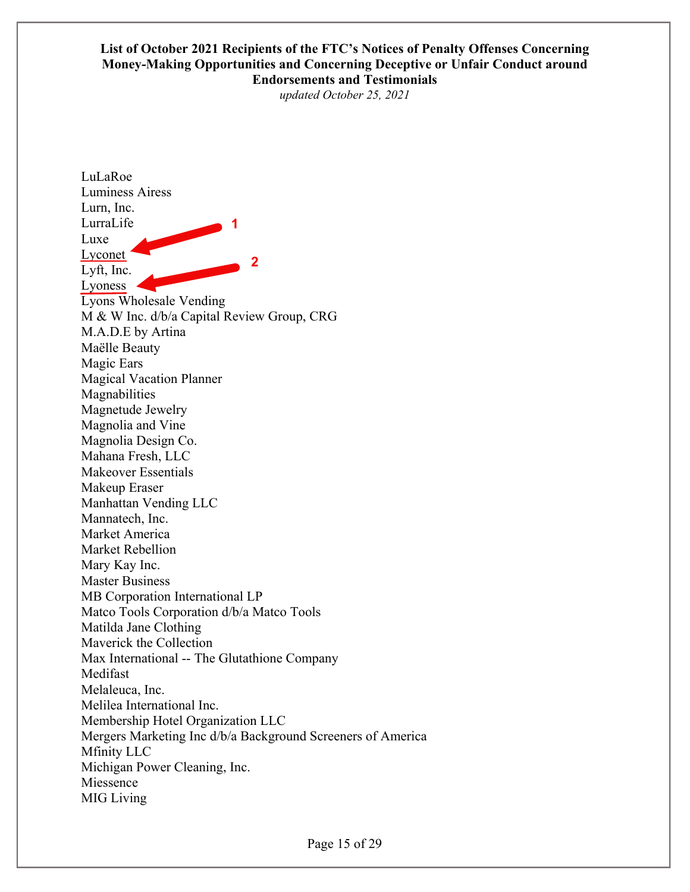**List of October 2021 Recipients of the FTC's Notices of Penalty Offenses Concerning Money-Making Opportunities and Concerning Deceptive or Unfair Conduct around Endorsements and Testimonials**

*updated October 25, 2021*

LuLaRoe
Luminess Airess
Lurn, Inc.
LurraLife
Luxe
Lyconet
Lyft, Inc.
Lyoness
Lyons Wholesale Vending
M & W Inc. d/b/a Capital Review Group, CRG
M.A.D.E by Artina
Maëlle Beauty
Magic Ears
Magical Vacation Planner
Magnabilities
Magnetude Jewelry
Magnolia and Vine
Magnolia Design Co.
Mahana Fresh, LLC
Makeover Essentials
Makeup Eraser
Manhattan Vending LLC
Mannatech, Inc.
Market America
Market Rebellion
Mary Kay Inc.
Master Business
MB Corporation International LP
Matco Tools Corporation d/b/a Matco Tools
Matilda Jane Clothing
Maverick the Collection
Max International -- The Glutathione Company
Medifast
Melaleuca, Inc.
Melilea International Inc.
Membership Hotel Organization LLC
Mergers Marketing Inc d/b/a Background Screeners of America
Mfinity LLC
Michigan Power Cleaning, Inc.
Miessence
MIG Living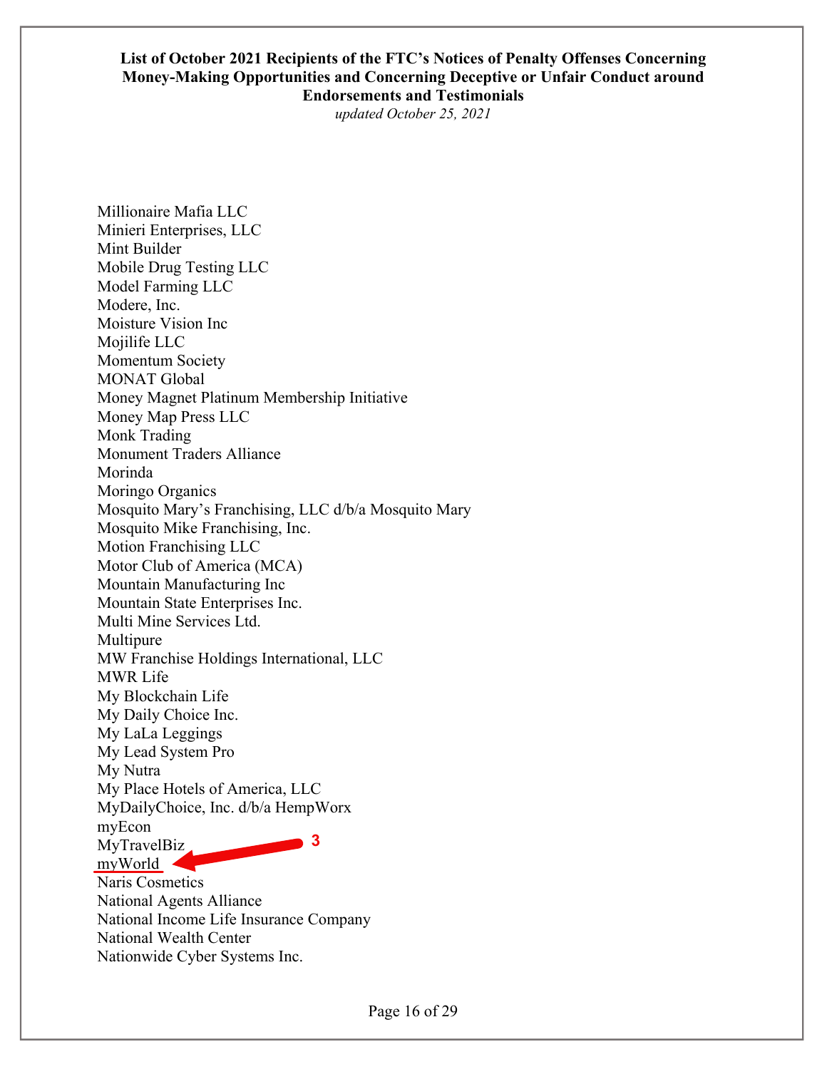**List of October 2021 Recipients of the FTC's Notices of Penalty Offenses Concerning Money-Making Opportunities and Concerning Deceptive or Unfair Conduct around Endorsements and Testimonials**

*updated October 25, 2021*

Millionaire Mafia LLC
Minieri Enterprises, LLC
Mint Builder
Mobile Drug Testing LLC
Model Farming LLC
Modere, Inc.
Moisture Vision Inc
Mojilife LLC
Momentum Society
MONAT Global
Money Magnet Platinum Membership Initiative
Money Map Press LLC
Monk Trading
Monument Traders Alliance
Morinda
Moringo Organics
Mosquito Mary's Franchising, LLC d/b/a Mosquito Mary
Mosquito Mike Franchising, Inc.
Motion Franchising LLC
Motor Club of America (MCA)
Mountain Manufacturing Inc
Mountain State Enterprises Inc.
Multi Mine Services Ltd.
Multipure
MW Franchise Holdings International, LLC
MWR Life
My Blockchain Life
My Daily Choice Inc.
My LaLa Leggings
My Lead System Pro
My Nutra
My Place Hotels of America, LLC
MyDailyChoice, Inc. d/b/a HempWorx
myEcon
MyTravelBiz
myWorld 3
Naris Cosmetics
National Agents Alliance
National Income Life Insurance Company
National Wealth Center
Nationwide Cyber Systems Inc.